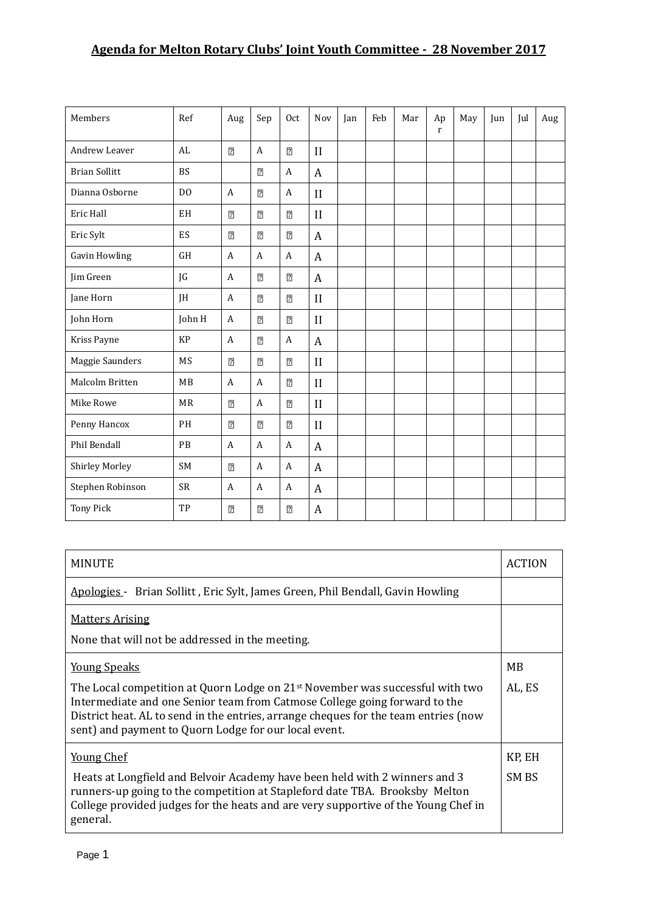## Agenda for Melton Rotary Clubs' Joint Youth Committee - 28 November 2017

| Members | Ref | Aug | Sep | Oct | Nov | Jan | Feb | Mar | Apr | May | Jun | Jul | Aug |
|---|---|---|---|---|---|---|---|---|---|---|---|---|---|
| Andrew Leaver | AL | ? | A | ? | II | | | | | | | | |
| Brian Sollitt | BS | | ? | A | A | | | | | | | | |
| Dianna Osborne | DO | A | ? | A | II | | | | | | | | |
| Eric Hall | EH | ? | ? | ? | II | | | | | | | | |
| Eric Sylt | ES | ? | ? | ? | A | | | | | | | | |
| Gavin Howling | GH | A | A | A | A | | | | | | | | |
| Jim Green | JG | A | ? | ? | A | | | | | | | | |
| Jane Horn | JH | A | ? | ? | II | | | | | | | | |
| John Horn | John H | A | ? | ? | II | | | | | | | | |
| Kriss Payne | KP | A | ? | A | A | | | | | | | | |
| Maggie Saunders | MS | ? | ? | ? | II | | | | | | | | |
| Malcolm Britten | MB | A | A | ? | II | | | | | | | | |
| Mike Rowe | MR | ? | A | ? | II | | | | | | | | |
| Penny Hancox | PH | ? | ? | ? | II | | | | | | | | |
| Phil Bendall | PB | A | A | A | A | | | | | | | | |
| Shirley Morley | SM | ? | A | A | A | | | | | | | | |
| Stephen Robinson | SR | A | A | A | A | | | | | | | | |
| Tony Pick | TP | ? | ? | ? | A | | | | | | | | |

| MINUTE | ACTION |
|---|---|
| Apologies - Brian Sollitt , Eric Sylt, James Green, Phil Bendall, Gavin Howling | |
| Matters Arising<br><br>None that will not be addressed in the meeting. | |
| Young Speaks<br><br>The Local competition at Quorn Lodge on 21st November was successful with two Intermediate and one Senior team from Catmose College going forward to the District heat. AL to send in the entries, arrange cheques for the team entries (now sent) and payment to Quorn Lodge for our local event. | MB<br><br>AL, ES |
| Young Chef<br><br>Heats at Longfield and Belvoir Academy have been held with 2 winners and 3 runners-up going to the competition at Stapleford date TBA. Brooksby Melton College provided judges for the heats and are very supportive of the Young Chef in general. | KP, EH<br><br>SM BS |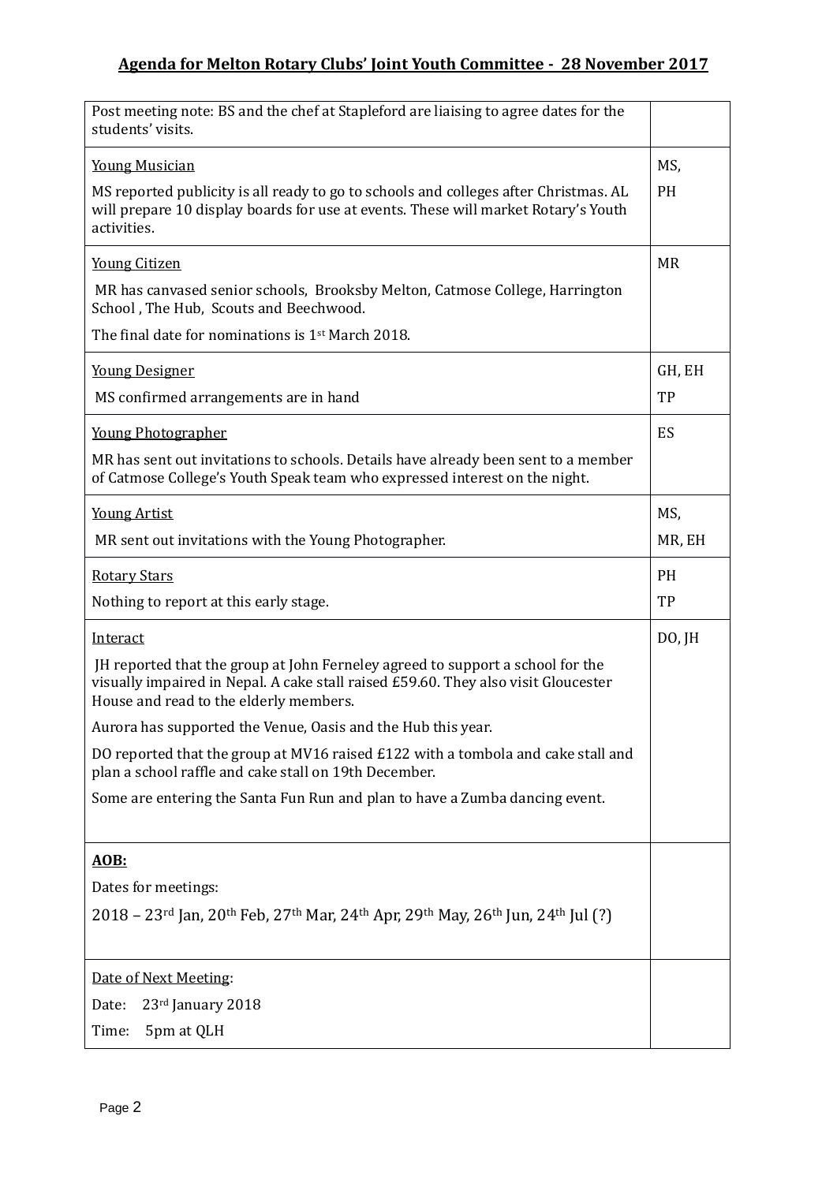## Agenda for Melton Rotary Clubs' Joint Youth Committee - 28 November 2017

| | |
|---|---|
| Post meeting note: BS and the chef at Stapleford are liaising to agree dates for the students' visits. | |
| Young Musician<br><br>MS reported publicity is all ready to go to schools and colleges after Christmas. AL will prepare 10 display boards for use at events. These will market Rotary's Youth activities. | MS,<br><br>PH |
| Young Citizen<br><br>MR has canvased senior schools, Brooksby Melton, Catmose College, Harrington School , The Hub, Scouts and Beechwood.<br><br>The final date for nominations is 1st March 2018. | MR |
| Young Designer<br><br>MS confirmed arrangements are in hand | GH, EH<br><br>TP |
| Young Photographer<br><br>MR has sent out invitations to schools. Details have already been sent to a member of Catmose College's Youth Speak team who expressed interest on the night. | ES |
| Young Artist<br><br>MR sent out invitations with the Young Photographer. | MS,<br><br>MR, EH |
| Rotary Stars<br><br>Nothing to report at this early stage. | PH<br><br>TP |
| Interact<br><br>JH reported that the group at John Ferneley agreed to support a school for the visually impaired in Nepal. A cake stall raised £59.60. They also visit Gloucester House and read to the elderly members.<br><br>Aurora has supported the Venue, Oasis and the Hub this year.<br><br>DO reported that the group at MV16 raised £122 with a tombola and cake stall and plan a school raffle and cake stall on 19th December.<br><br>Some are entering the Santa Fun Run and plan to have a Zumba dancing event. | DO, JH |
| **AOB:**<br><br>Dates for meetings:<br><br>2018 – 23rd Jan, 20th Feb, 27th Mar, 24th Apr, 29th May, 26th Jun, 24th Jul (?) | |
| Date of Next Meeting:<br><br>Date: 23rd January 2018<br><br>Time: 5pm at QLH | |